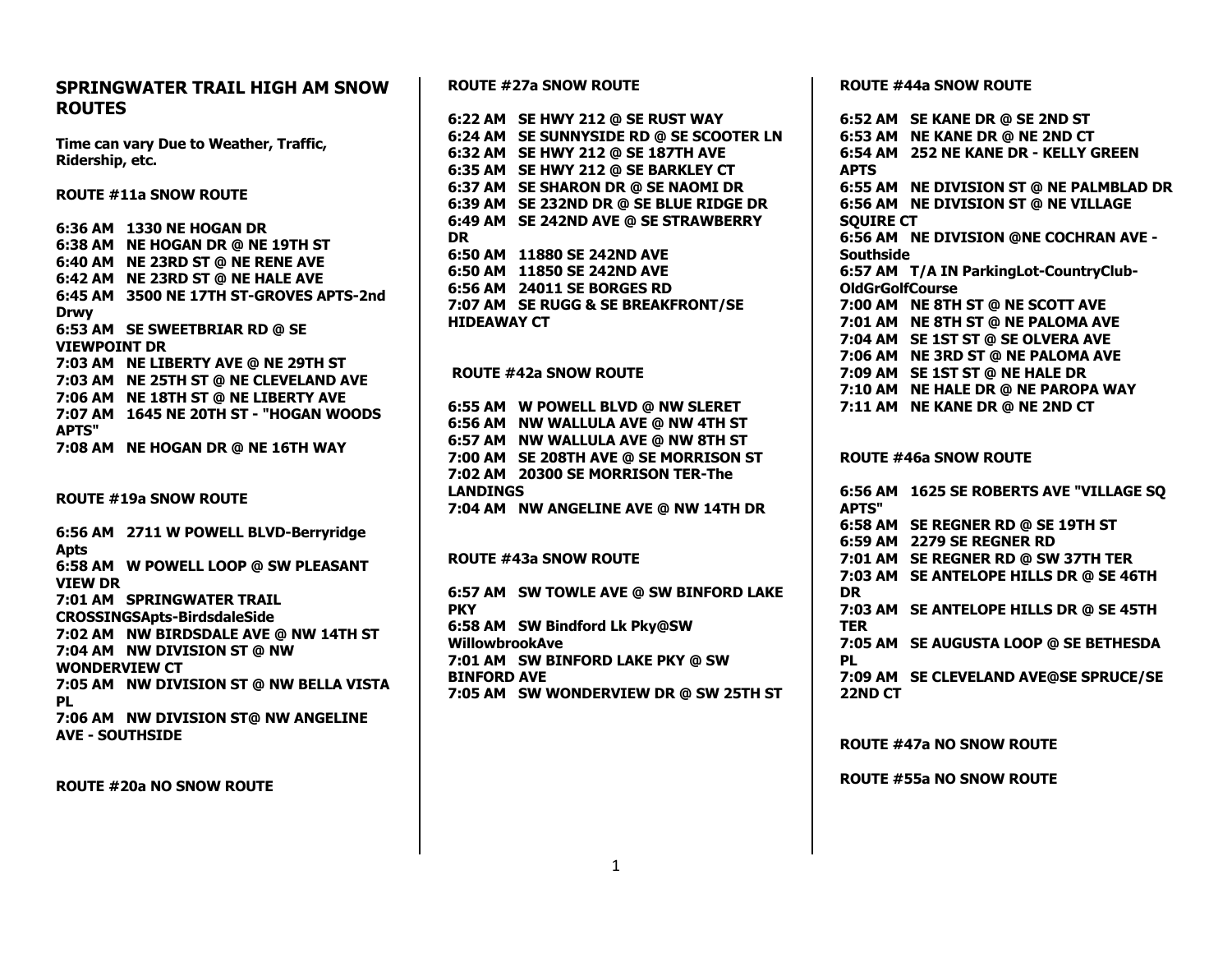## SPRINGWATER TRAIL HIGH AM SNOW ROUTES

**Time can vary Due to Weather, Traffic, Ridership, etc.**

**ROUTE #11a SNOW ROUTE**

**6:36 AM 1330 NE HOGAN DR**
**6:38 AM NE HOGAN DR @ NE 19TH ST**
**6:40 AM NE 23RD ST @ NE RENE AVE**
**6:42 AM NE 23RD ST @ NE HALE AVE**
**6:45 AM 3500 NE 17TH ST-GROVES APTS-2nd Drwy**
**6:53 AM SE SWEETBRIAR RD @ SE VIEWPOINT DR**
**7:03 AM NE LIBERTY AVE @ NE 29TH ST**
**7:03 AM NE 25TH ST @ NE CLEVELAND AVE**
**7:06 AM NE 18TH ST @ NE LIBERTY AVE**
**7:07 AM 1645 NE 20TH ST - "HOGAN WOODS APTS"**
**7:08 AM NE HOGAN DR @ NE 16TH WAY**

**ROUTE #19a SNOW ROUTE**

**6:56 AM 2711 W POWELL BLVD-Berryridge Apts**
**6:58 AM W POWELL LOOP @ SW PLEASANT VIEW DR**
**7:01 AM SPRINGWATER TRAIL CROSSINGSApts-BirdsdaleSide**
**7:02 AM NW BIRDSDALE AVE @ NW 14TH ST**
**7:04 AM NW DIVISION ST @ NW WONDERVIEW CT**
**7:05 AM NW DIVISION ST @ NW BELLA VISTA PL**
**7:06 AM NW DIVISION ST@ NW ANGELINE AVE - SOUTHSIDE**

**ROUTE #20a NO SNOW ROUTE**

**ROUTE #27a SNOW ROUTE**

**6:22 AM SE HWY 212 @ SE RUST WAY**
**6:24 AM SE SUNNYSIDE RD @ SE SCOOTER LN**
**6:32 AM SE HWY 212 @ SE 187TH AVE**
**6:35 AM SE HWY 212 @ SE BARKLEY CT**
**6:37 AM SE SHARON DR @ SE NAOMI DR**
**6:39 AM SE 232ND DR @ SE BLUE RIDGE DR**
**6:49 AM SE 242ND AVE @ SE STRAWBERRY DR**
**6:50 AM 11880 SE 242ND AVE**
**6:50 AM 11850 SE 242ND AVE**
**6:56 AM 24011 SE BORGES RD**
**7:07 AM SE RUGG & SE BREAKFRONT/SE HIDEAWAY CT**

**ROUTE #42a SNOW ROUTE**

**6:55 AM W POWELL BLVD @ NW SLERET**
**6:56 AM NW WALLULA AVE @ NW 4TH ST**
**6:57 AM NW WALLULA AVE @ NW 8TH ST**
**7:00 AM SE 208TH AVE @ SE MORRISON ST**
**7:02 AM 20300 SE MORRISON TER-The LANDINGS**
**7:04 AM NW ANGELINE AVE @ NW 14TH DR**

**ROUTE #43a SNOW ROUTE**

**6:57 AM SW TOWLE AVE @ SW BINFORD LAKE PKY**
**6:58 AM SW Bindford Lk Pky@SW WillowbrookAve**
**7:01 AM SW BINFORD LAKE PKY @ SW BINFORD AVE**
**7:05 AM SW WONDERVIEW DR @ SW 25TH ST**

**ROUTE #44a SNOW ROUTE**

**6:52 AM SE KANE DR @ SE 2ND ST**
**6:53 AM NE KANE DR @ NE 2ND CT**
**6:54 AM 252 NE KANE DR - KELLY GREEN APTS**
**6:55 AM NE DIVISION ST @ NE PALMBLAD DR**
**6:56 AM NE DIVISION ST @ NE VILLAGE SQUIRE CT**
**6:56 AM NE DIVISION @NE COCHRAN AVE - Southside**
**6:57 AM T/A IN ParkingLot-CountryClub-OldGrGolfCourse**
**7:00 AM NE 8TH ST @ NE SCOTT AVE**
**7:01 AM NE 8TH ST @ NE PALOMA AVE**
**7:04 AM SE 1ST ST @ SE OLVERA AVE**
**7:06 AM NE 3RD ST @ NE PALOMA AVE**
**7:09 AM SE 1ST ST @ NE HALE DR**
**7:10 AM NE HALE DR @ NE PAROPA WAY**
**7:11 AM NE KANE DR @ NE 2ND CT**

**ROUTE #46a SNOW ROUTE**

**6:56 AM 1625 SE ROBERTS AVE "VILLAGE SQ APTS"**
**6:58 AM SE REGNER RD @ SE 19TH ST**
**6:59 AM 2279 SE REGNER RD**
**7:01 AM SE REGNER RD @ SW 37TH TER**
**7:03 AM SE ANTELOPE HILLS DR @ SE 46TH DR**
**7:03 AM SE ANTELOPE HILLS DR @ SE 45TH TER**
**7:05 AM SE AUGUSTA LOOP @ SE BETHESDA PL**
**7:09 AM SE CLEVELAND AVE@SE SPRUCE/SE 22ND CT**

**ROUTE #47a NO SNOW ROUTE**

**ROUTE #55a NO SNOW ROUTE**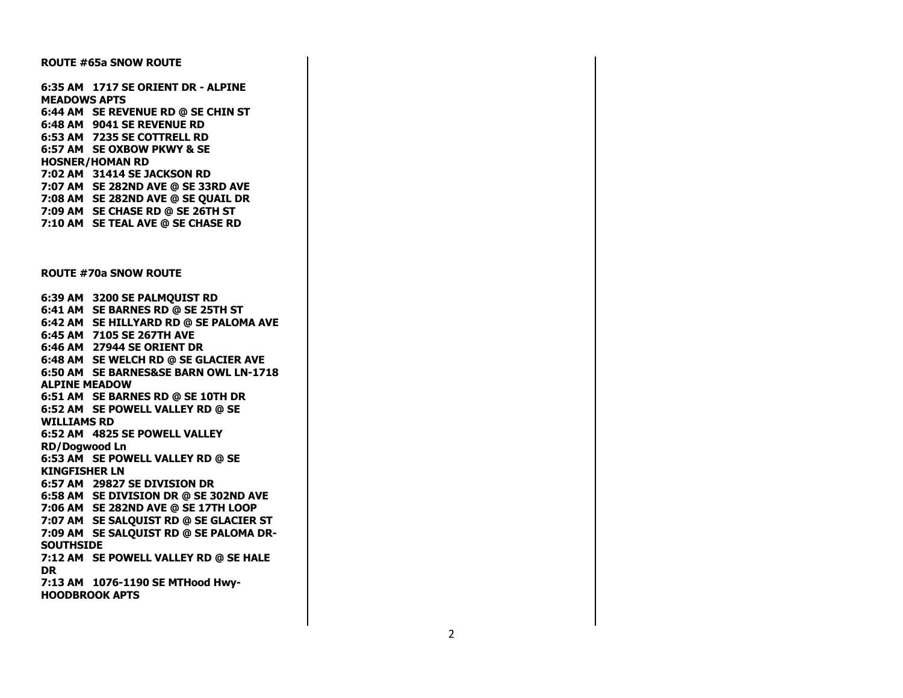**ROUTE #65a SNOW ROUTE**

**6:35 AM 1717 SE ORIENT DR - ALPINE MEADOWS APTS**
**6:44 AM SE REVENUE RD @ SE CHIN ST**
**6:48 AM 9041 SE REVENUE RD**
**6:53 AM 7235 SE COTTRELL RD**
**6:57 AM SE OXBOW PKWY & SE HOSNER/HOMAN RD**
**7:02 AM 31414 SE JACKSON RD**
**7:07 AM SE 282ND AVE @ SE 33RD AVE**
**7:08 AM SE 282ND AVE @ SE QUAIL DR**
**7:09 AM SE CHASE RD @ SE 26TH ST**
**7:10 AM SE TEAL AVE @ SE CHASE RD**

**ROUTE #70a SNOW ROUTE**

**6:39 AM 3200 SE PALMQUIST RD**
**6:41 AM SE BARNES RD @ SE 25TH ST**
**6:42 AM SE HILLYARD RD @ SE PALOMA AVE**
**6:45 AM 7105 SE 267TH AVE**
**6:46 AM 27944 SE ORIENT DR**
**6:48 AM SE WELCH RD @ SE GLACIER AVE**
**6:50 AM SE BARNES&SE BARN OWL LN-1718 ALPINE MEADOW**
**6:51 AM SE BARNES RD @ SE 10TH DR**
**6:52 AM SE POWELL VALLEY RD @ SE WILLIAMS RD**
**6:52 AM 4825 SE POWELL VALLEY RD/Dogwood Ln**
**6:53 AM SE POWELL VALLEY RD @ SE KINGFISHER LN**
**6:57 AM 29827 SE DIVISION DR**
**6:58 AM SE DIVISION DR @ SE 302ND AVE**
**7:06 AM SE 282ND AVE @ SE 17TH LOOP**
**7:07 AM SE SALQUIST RD @ SE GLACIER ST**
**7:09 AM SE SALQUIST RD @ SE PALOMA DR-SOUTHSIDE**
**7:12 AM SE POWELL VALLEY RD @ SE HALE DR**
**7:13 AM 1076-1190 SE MTHood Hwy-HOODBROOK APTS**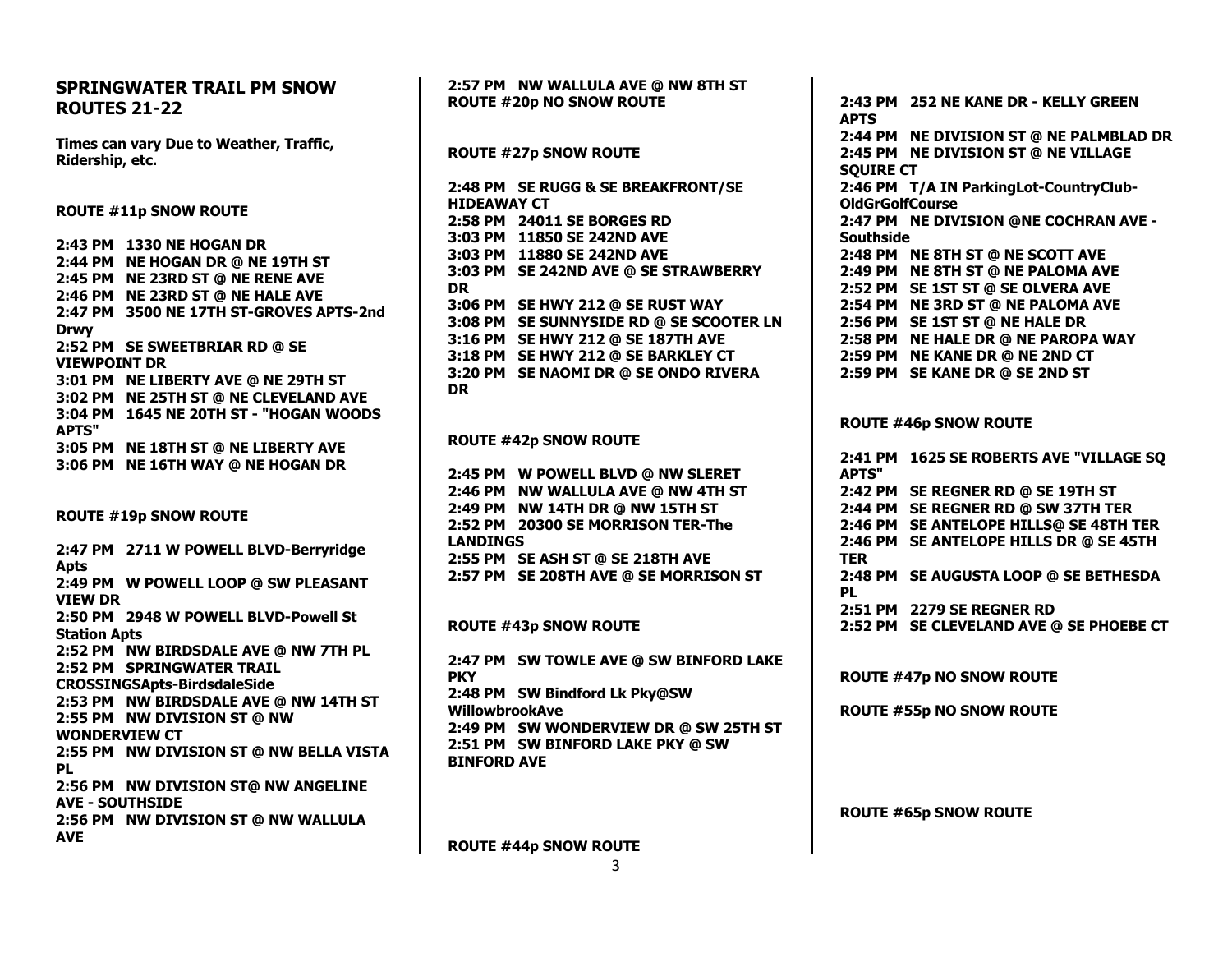## SPRINGWATER TRAIL PM SNOW ROUTES 21-22

**Times can vary Due to Weather, Traffic, Ridership, etc.**

### ROUTE #11p SNOW ROUTE

**2:43 PM 1330 NE HOGAN DR**
**2:44 PM NE HOGAN DR @ NE 19TH ST**
**2:45 PM NE 23RD ST @ NE RENE AVE**
**2:46 PM NE 23RD ST @ NE HALE AVE**
**2:47 PM 3500 NE 17TH ST-GROVES APTS-2nd Drwy**
**2:52 PM SE SWEETBRIAR RD @ SE VIEWPOINT DR**
**3:01 PM NE LIBERTY AVE @ NE 29TH ST**
**3:02 PM NE 25TH ST @ NE CLEVELAND AVE**
**3:04 PM 1645 NE 20TH ST - "HOGAN WOODS APTS"**
**3:05 PM NE 18TH ST @ NE LIBERTY AVE**
**3:06 PM NE 16TH WAY @ NE HOGAN DR**

### ROUTE #19p SNOW ROUTE

**2:47 PM 2711 W POWELL BLVD-Berryridge Apts**
**2:49 PM W POWELL LOOP @ SW PLEASANT VIEW DR**
**2:50 PM 2948 W POWELL BLVD-Powell St Station Apts**
**2:52 PM NW BIRDSDALE AVE @ NW 7TH PL**
**2:52 PM SPRINGWATER TRAIL CROSSINGSApts-BirdsdaleSide**
**2:53 PM NW BIRDSDALE AVE @ NW 14TH ST**
**2:55 PM NW DIVISION ST @ NW WONDERVIEW CT**
**2:55 PM NW DIVISION ST @ NW BELLA VISTA PL**
**2:56 PM NW DIVISION ST@ NW ANGELINE AVE - SOUTHSIDE**
**2:56 PM NW DIVISION ST @ NW WALLULA AVE**
**2:57 PM NW WALLULA AVE @ NW 8TH ST**

### ROUTE #20p NO SNOW ROUTE

### ROUTE #27p SNOW ROUTE

**2:48 PM SE RUGG & SE BREAKFRONT/SE HIDEAWAY CT**
**2:58 PM 24011 SE BORGES RD**
**3:03 PM 11850 SE 242ND AVE**
**3:03 PM 11880 SE 242ND AVE**
**3:03 PM SE 242ND AVE @ SE STRAWBERRY DR**
**3:06 PM SE HWY 212 @ SE RUST WAY**
**3:08 PM SE SUNNYSIDE RD @ SE SCOOTER LN**
**3:16 PM SE HWY 212 @ SE 187TH AVE**
**3:18 PM SE HWY 212 @ SE BARKLEY CT**
**3:20 PM SE NAOMI DR @ SE ONDO RIVERA DR**

### ROUTE #42p SNOW ROUTE

**2:45 PM W POWELL BLVD @ NW SLERET**
**2:46 PM NW WALLULA AVE @ NW 4TH ST**
**2:49 PM NW 14TH DR @ NW 15TH ST**
**2:52 PM 20300 SE MORRISON TER-The LANDINGS**
**2:55 PM SE ASH ST @ SE 218TH AVE**
**2:57 PM SE 208TH AVE @ SE MORRISON ST**

### ROUTE #43p SNOW ROUTE

**2:47 PM SW TOWLE AVE @ SW BINFORD LAKE PKY**
**2:48 PM SW Bindford Lk Pky@SW WillowbrookAve**
**2:49 PM SW WONDERVIEW DR @ SW 25TH ST**
**2:51 PM SW BINFORD LAKE PKY @ SW BINFORD AVE**

### ROUTE #44p SNOW ROUTE

**2:43 PM 252 NE KANE DR - KELLY GREEN APTS**
**2:44 PM NE DIVISION ST @ NE PALMBLAD DR**
**2:45 PM NE DIVISION ST @ NE VILLAGE SQUIRE CT**
**2:46 PM T/A IN ParkingLot-CountryClub-OldGrGolfCourse**
**2:47 PM NE DIVISION @NE COCHRAN AVE - Southside**
**2:48 PM NE 8TH ST @ NE SCOTT AVE**
**2:49 PM NE 8TH ST @ NE PALOMA AVE**
**2:52 PM SE 1ST ST @ SE OLVERA AVE**
**2:54 PM NE 3RD ST @ NE PALOMA AVE**
**2:56 PM SE 1ST ST @ NE HALE DR**
**2:58 PM NE HALE DR @ NE PAROPA WAY**
**2:59 PM NE KANE DR @ NE 2ND CT**
**2:59 PM SE KANE DR @ SE 2ND ST**

### ROUTE #46p SNOW ROUTE

**2:41 PM 1625 SE ROBERTS AVE "VILLAGE SQ APTS"**
**2:42 PM SE REGNER RD @ SE 19TH ST**
**2:44 PM SE REGNER RD @ SW 37TH TER**
**2:46 PM SE ANTELOPE HILLS@ SE 48TH TER**
**2:46 PM SE ANTELOPE HILLS DR @ SE 45TH TER**
**2:48 PM SE AUGUSTA LOOP @ SE BETHESDA PL**
**2:51 PM 2279 SE REGNER RD**
**2:52 PM SE CLEVELAND AVE @ SE PHOEBE CT**

### ROUTE #47p NO SNOW ROUTE

### ROUTE #55p NO SNOW ROUTE

### ROUTE #65p SNOW ROUTE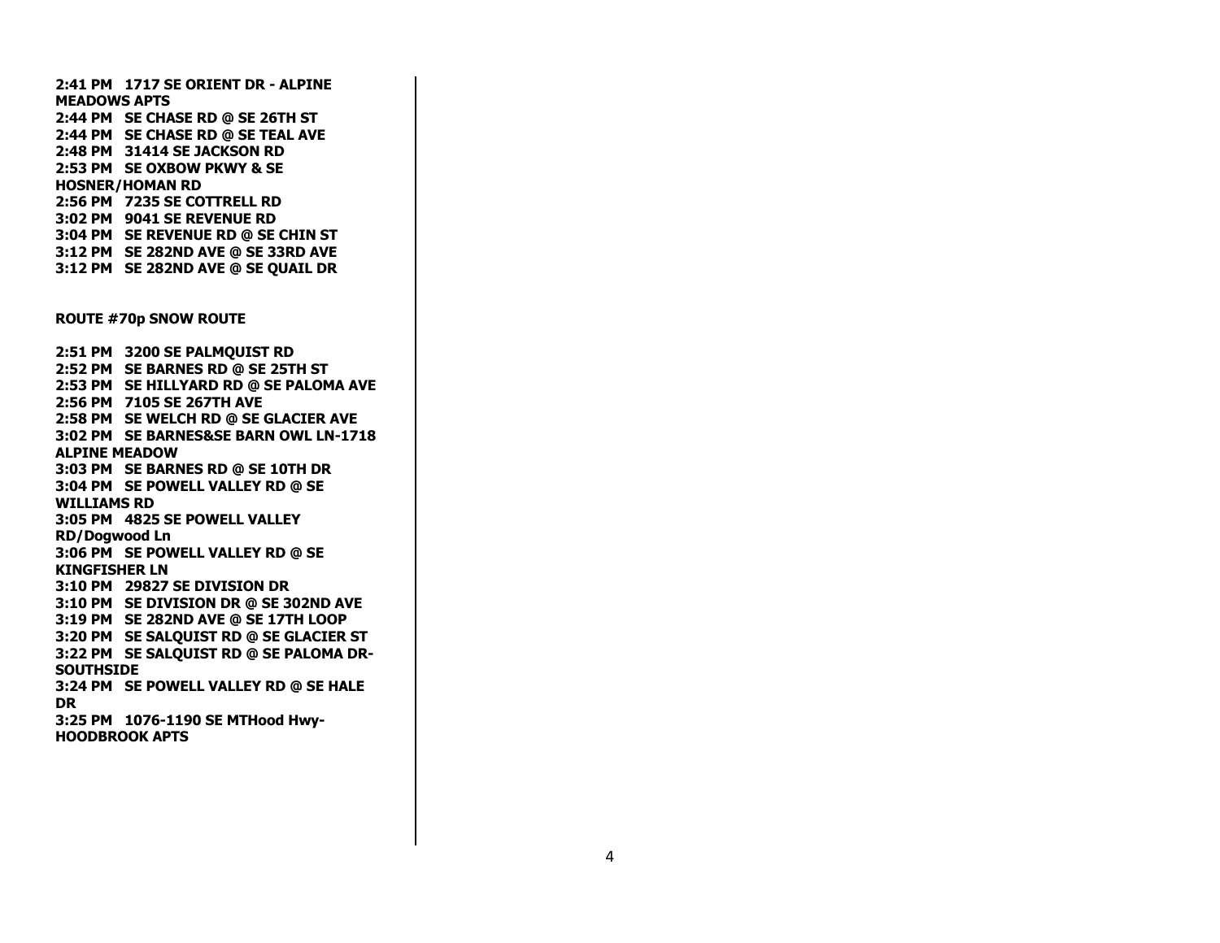**2:41 PM 1717 SE ORIENT DR - ALPINE MEADOWS APTS**
**2:44 PM SE CHASE RD @ SE 26TH ST**
**2:44 PM SE CHASE RD @ SE TEAL AVE**
**2:48 PM 31414 SE JACKSON RD**
**2:53 PM SE OXBOW PKWY & SE HOSNER/HOMAN RD**
**2:56 PM 7235 SE COTTRELL RD**
**3:02 PM 9041 SE REVENUE RD**
**3:04 PM SE REVENUE RD @ SE CHIN ST**
**3:12 PM SE 282ND AVE @ SE 33RD AVE**
**3:12 PM SE 282ND AVE @ SE QUAIL DR**

**ROUTE #70p SNOW ROUTE**

**2:51 PM 3200 SE PALMQUIST RD**
**2:52 PM SE BARNES RD @ SE 25TH ST**
**2:53 PM SE HILLYARD RD @ SE PALOMA AVE**
**2:56 PM 7105 SE 267TH AVE**
**2:58 PM SE WELCH RD @ SE GLACIER AVE**
**3:02 PM SE BARNES&SE BARN OWL LN-1718 ALPINE MEADOW**
**3:03 PM SE BARNES RD @ SE 10TH DR**
**3:04 PM SE POWELL VALLEY RD @ SE WILLIAMS RD**
**3:05 PM 4825 SE POWELL VALLEY RD/Dogwood Ln**
**3:06 PM SE POWELL VALLEY RD @ SE KINGFISHER LN**
**3:10 PM 29827 SE DIVISION DR**
**3:10 PM SE DIVISION DR @ SE 302ND AVE**
**3:19 PM SE 282ND AVE @ SE 17TH LOOP**
**3:20 PM SE SALQUIST RD @ SE GLACIER ST**
**3:22 PM SE SALQUIST RD @ SE PALOMA DR-SOUTHSIDE**
**3:24 PM SE POWELL VALLEY RD @ SE HALE DR**
**3:25 PM 1076-1190 SE MTHood Hwy-HOODBROOK APTS**